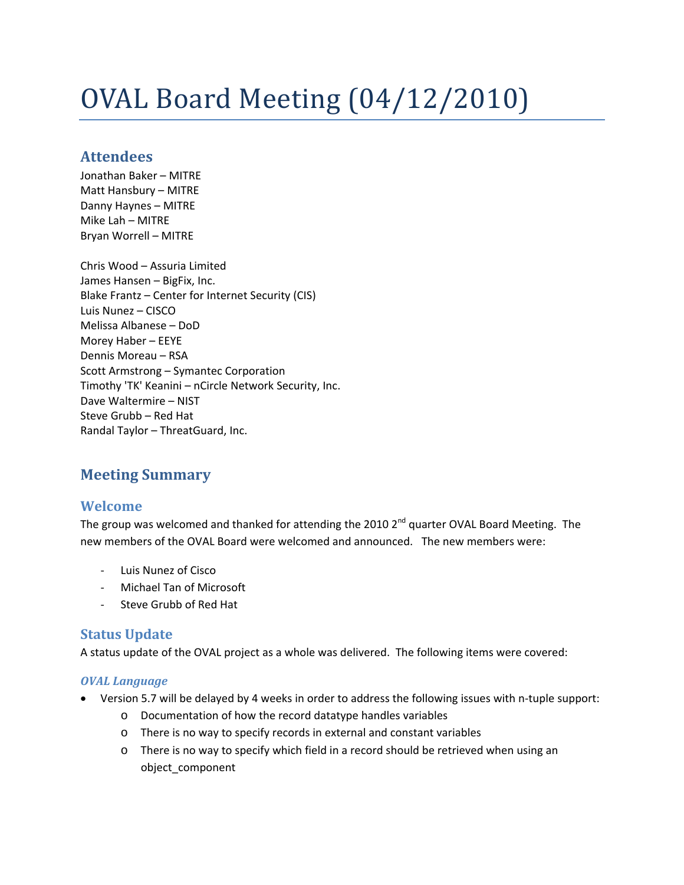# OVAL Board Meeting (04/12/2010)

## Attendees

Jonathan Baker – MITRE
Matt Hansbury – MITRE
Danny Haynes – MITRE
Mike Lah – MITRE
Bryan Worrell – MITRE

Chris Wood – Assuria Limited
James Hansen – BigFix, Inc.
Blake Frantz – Center for Internet Security (CIS)
Luis Nunez – CISCO
Melissa Albanese – DoD
Morey Haber – EEYE
Dennis Moreau – RSA
Scott Armstrong – Symantec Corporation
Timothy 'TK' Keanini – nCircle Network Security, Inc.
Dave Waltermire – NIST
Steve Grubb – Red Hat
Randal Taylor – ThreatGuard, Inc.

## Meeting Summary

### Welcome

The group was welcomed and thanked for attending the 2010 2nd quarter OVAL Board Meeting. The new members of the OVAL Board were welcomed and announced. The new members were:

- Luis Nunez of Cisco
- Michael Tan of Microsoft
- Steve Grubb of Red Hat

### Status Update

A status update of the OVAL project as a whole was delivered. The following items were covered:

#### *OVAL Language*

- Version 5.7 will be delayed by 4 weeks in order to address the following issues with n-tuple support:
    - Documentation of how the record datatype handles variables
    - There is no way to specify records in external and constant variables
    - There is no way to specify which field in a record should be retrieved when using an object_component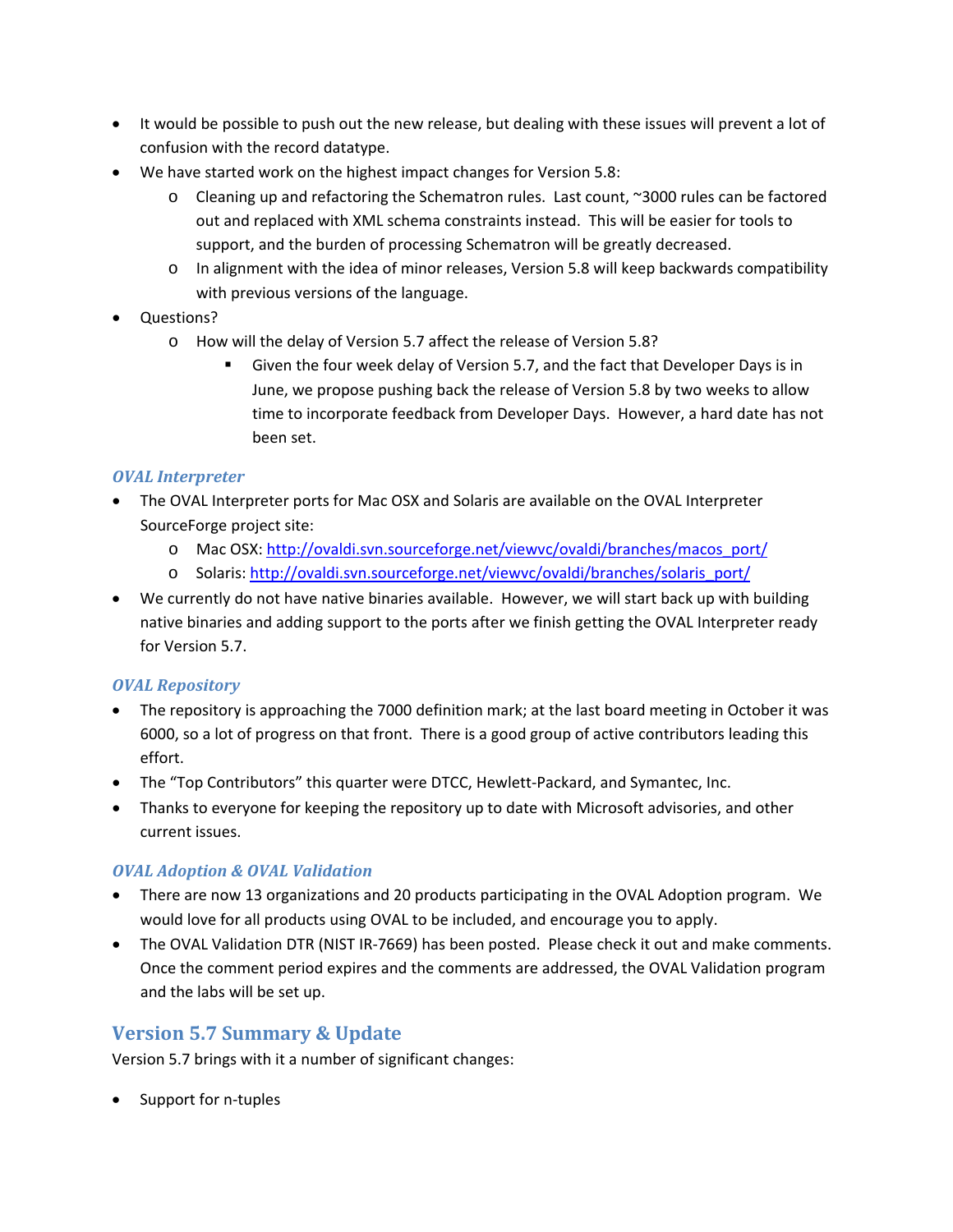- It would be possible to push out the new release, but dealing with these issues will prevent a lot of confusion with the record datatype.
- We have started work on the highest impact changes for Version 5.8:
    - Cleaning up and refactoring the Schematron rules. Last count, ~3000 rules can be factored out and replaced with XML schema constraints instead. This will be easier for tools to support, and the burden of processing Schematron will be greatly decreased.
    - In alignment with the idea of minor releases, Version 5.8 will keep backwards compatibility with previous versions of the language.
- Questions?
    - How will the delay of Version 5.7 affect the release of Version 5.8?
        - Given the four week delay of Version 5.7, and the fact that Developer Days is in June, we propose pushing back the release of Version 5.8 by two weeks to allow time to incorporate feedback from Developer Days. However, a hard date has not been set.

### *OVAL Interpreter*

- The OVAL Interpreter ports for Mac OSX and Solaris are available on the OVAL Interpreter SourceForge project site:
    - Mac OSX: http://ovaldi.svn.sourceforge.net/viewvc/ovaldi/branches/macos_port/
    - Solaris: http://ovaldi.svn.sourceforge.net/viewvc/ovaldi/branches/solaris_port/
- We currently do not have native binaries available. However, we will start back up with building native binaries and adding support to the ports after we finish getting the OVAL Interpreter ready for Version 5.7.

### *OVAL Repository*

- The repository is approaching the 7000 definition mark; at the last board meeting in October it was 6000, so a lot of progress on that front. There is a good group of active contributors leading this effort.
- The "Top Contributors" this quarter were DTCC, Hewlett-Packard, and Symantec, Inc.
- Thanks to everyone for keeping the repository up to date with Microsoft advisories, and other current issues.

### *OVAL Adoption & OVAL Validation*

- There are now 13 organizations and 20 products participating in the OVAL Adoption program. We would love for all products using OVAL to be included, and encourage you to apply.
- The OVAL Validation DTR (NIST IR-7669) has been posted. Please check it out and make comments. Once the comment period expires and the comments are addressed, the OVAL Validation program and the labs will be set up.

## Version 5.7 Summary & Update

Version 5.7 brings with it a number of significant changes:

- Support for n-tuples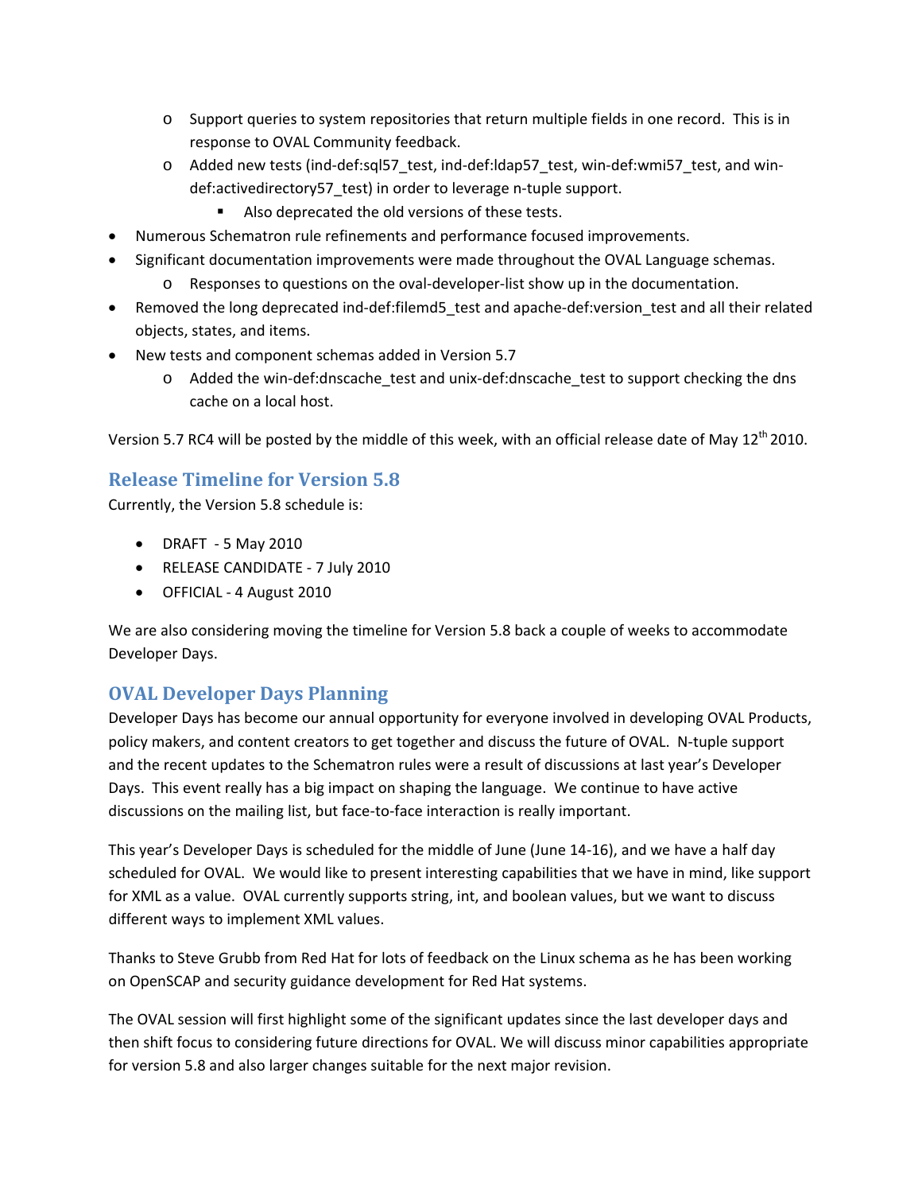- Support queries to system repositories that return multiple fields in one record. This is in response to OVAL Community feedback.
    - Added new tests (ind-def:sql57_test, ind-def:ldap57_test, win-def:wmi57_test, and win-def:activedirectory57_test) in order to leverage n-tuple support.
        - Also deprecated the old versions of these tests.
- Numerous Schematron rule refinements and performance focused improvements.
- Significant documentation improvements were made throughout the OVAL Language schemas.
    - Responses to questions on the oval-developer-list show up in the documentation.
- Removed the long deprecated ind-def:filemd5_test and apache-def:version_test and all their related objects, states, and items.
- New tests and component schemas added in Version 5.7
    - Added the win-def:dnscache_test and unix-def:dnscache_test to support checking the dns cache on a local host.

Version 5.7 RC4 will be posted by the middle of this week, with an official release date of May 12th 2010.

## Release Timeline for Version 5.8

Currently, the Version 5.8 schedule is:

- DRAFT - 5 May 2010
- RELEASE CANDIDATE - 7 July 2010
- OFFICIAL - 4 August 2010

We are also considering moving the timeline for Version 5.8 back a couple of weeks to accommodate Developer Days.

## OVAL Developer Days Planning

Developer Days has become our annual opportunity for everyone involved in developing OVAL Products, policy makers, and content creators to get together and discuss the future of OVAL. N-tuple support and the recent updates to the Schematron rules were a result of discussions at last year's Developer Days. This event really has a big impact on shaping the language. We continue to have active discussions on the mailing list, but face-to-face interaction is really important.

This year's Developer Days is scheduled for the middle of June (June 14-16), and we have a half day scheduled for OVAL. We would like to present interesting capabilities that we have in mind, like support for XML as a value. OVAL currently supports string, int, and boolean values, but we want to discuss different ways to implement XML values.

Thanks to Steve Grubb from Red Hat for lots of feedback on the Linux schema as he has been working on OpenSCAP and security guidance development for Red Hat systems.

The OVAL session will first highlight some of the significant updates since the last developer days and then shift focus to considering future directions for OVAL. We will discuss minor capabilities appropriate for version 5.8 and also larger changes suitable for the next major revision.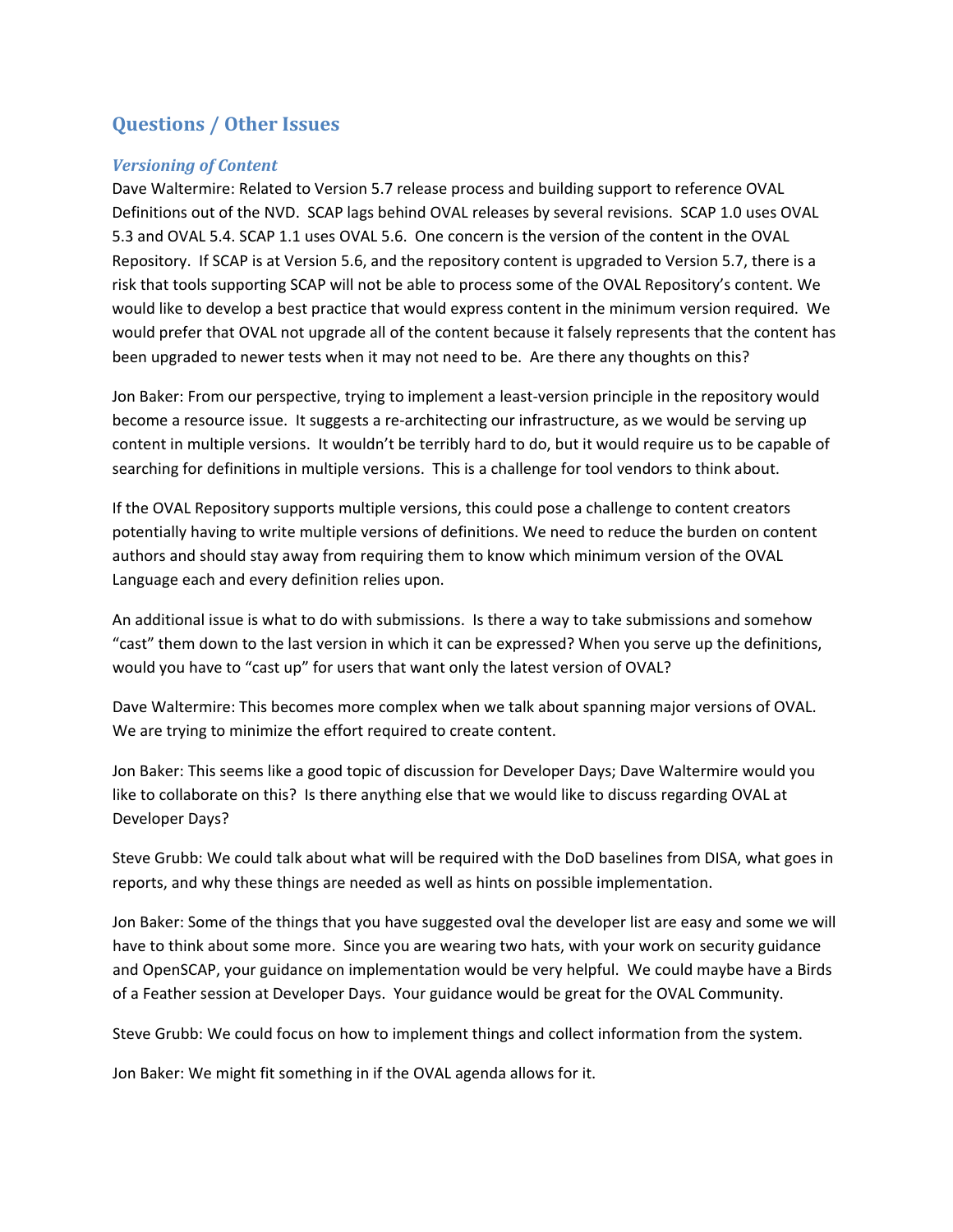## Questions / Other Issues

### *Versioning of Content*

Dave Waltermire: Related to Version 5.7 release process and building support to reference OVAL Definitions out of the NVD. SCAP lags behind OVAL releases by several revisions. SCAP 1.0 uses OVAL 5.3 and OVAL 5.4. SCAP 1.1 uses OVAL 5.6. One concern is the version of the content in the OVAL Repository. If SCAP is at Version 5.6, and the repository content is upgraded to Version 5.7, there is a risk that tools supporting SCAP will not be able to process some of the OVAL Repository's content. We would like to develop a best practice that would express content in the minimum version required. We would prefer that OVAL not upgrade all of the content because it falsely represents that the content has been upgraded to newer tests when it may not need to be. Are there any thoughts on this?

Jon Baker: From our perspective, trying to implement a least-version principle in the repository would become a resource issue. It suggests a re-architecting our infrastructure, as we would be serving up content in multiple versions. It wouldn't be terribly hard to do, but it would require us to be capable of searching for definitions in multiple versions. This is a challenge for tool vendors to think about.

If the OVAL Repository supports multiple versions, this could pose a challenge to content creators potentially having to write multiple versions of definitions. We need to reduce the burden on content authors and should stay away from requiring them to know which minimum version of the OVAL Language each and every definition relies upon.

An additional issue is what to do with submissions. Is there a way to take submissions and somehow "cast" them down to the last version in which it can be expressed? When you serve up the definitions, would you have to "cast up" for users that want only the latest version of OVAL?

Dave Waltermire: This becomes more complex when we talk about spanning major versions of OVAL. We are trying to minimize the effort required to create content.

Jon Baker: This seems like a good topic of discussion for Developer Days; Dave Waltermire would you like to collaborate on this? Is there anything else that we would like to discuss regarding OVAL at Developer Days?

Steve Grubb: We could talk about what will be required with the DoD baselines from DISA, what goes in reports, and why these things are needed as well as hints on possible implementation.

Jon Baker: Some of the things that you have suggested oval the developer list are easy and some we will have to think about some more. Since you are wearing two hats, with your work on security guidance and OpenSCAP, your guidance on implementation would be very helpful. We could maybe have a Birds of a Feather session at Developer Days. Your guidance would be great for the OVAL Community.

Steve Grubb: We could focus on how to implement things and collect information from the system.

Jon Baker: We might fit something in if the OVAL agenda allows for it.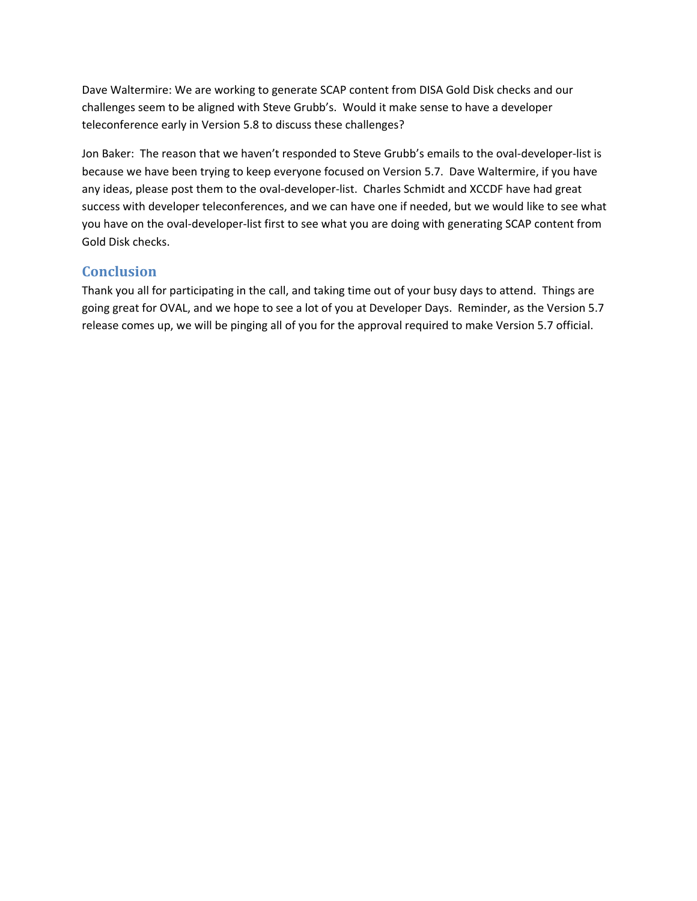Dave Waltermire: We are working to generate SCAP content from DISA Gold Disk checks and our challenges seem to be aligned with Steve Grubb's. Would it make sense to have a developer teleconference early in Version 5.8 to discuss these challenges?

Jon Baker: The reason that we haven't responded to Steve Grubb's emails to the oval-developer-list is because we have been trying to keep everyone focused on Version 5.7. Dave Waltermire, if you have any ideas, please post them to the oval-developer-list. Charles Schmidt and XCCDF have had great success with developer teleconferences, and we can have one if needed, but we would like to see what you have on the oval-developer-list first to see what you are doing with generating SCAP content from Gold Disk checks.

## Conclusion

Thank you all for participating in the call, and taking time out of your busy days to attend. Things are going great for OVAL, and we hope to see a lot of you at Developer Days. Reminder, as the Version 5.7 release comes up, we will be pinging all of you for the approval required to make Version 5.7 official.